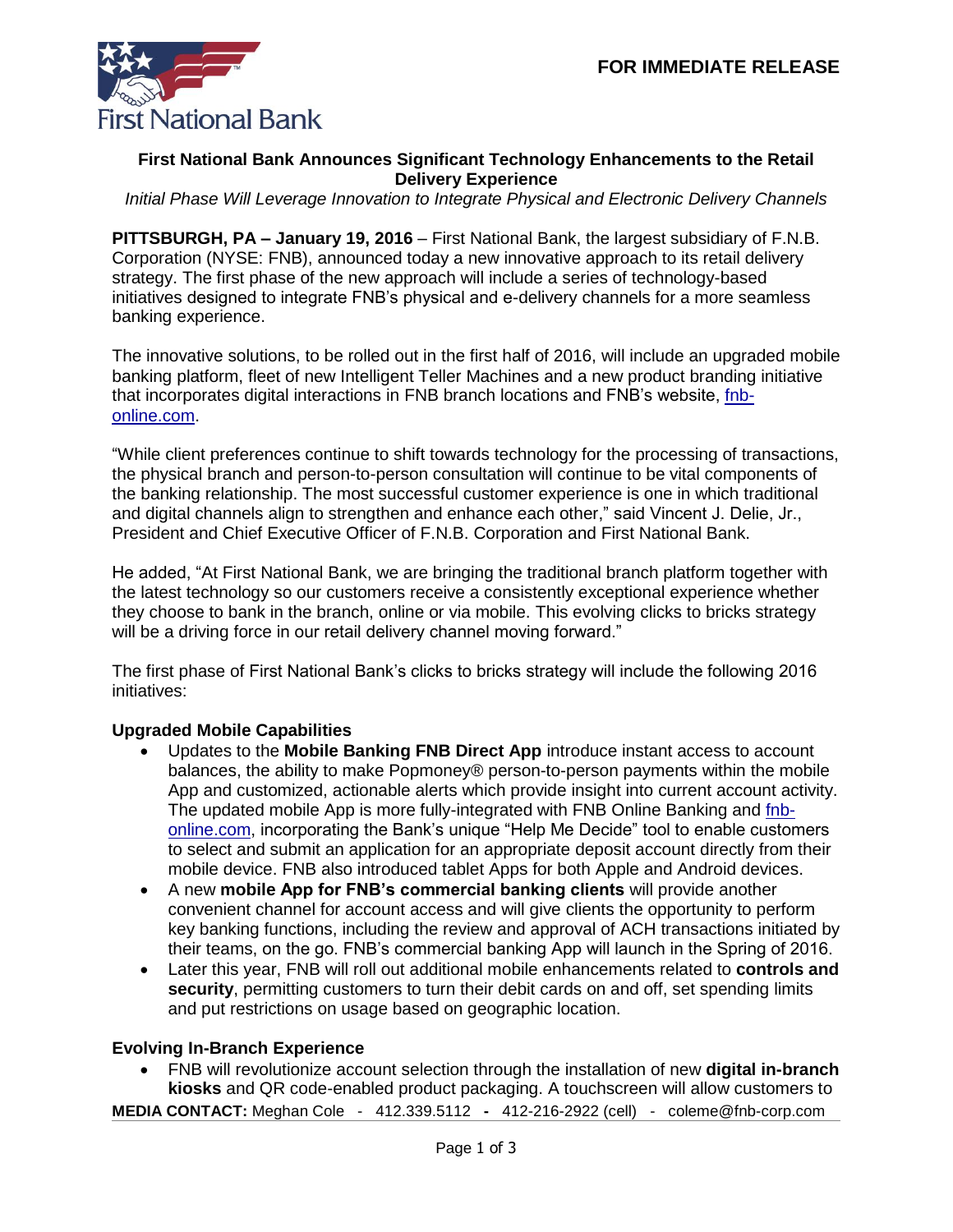**FOR IMMEDIATE RELEASE**

# First National Bank Announces Significant Technology Enhancements to the Retail Delivery Experience

*Initial Phase Will Leverage Innovation to Integrate Physical and Electronic Delivery Channels*

**PITTSBURGH, PA – January 19, 2016** – First National Bank, the largest subsidiary of F.N.B. Corporation (NYSE: FNB), announced today a new innovative approach to its retail delivery strategy. The first phase of the new approach will include a series of technology-based initiatives designed to integrate FNB's physical and e-delivery channels for a more seamless banking experience.

The innovative solutions, to be rolled out in the first half of 2016, will include an upgraded mobile banking platform, fleet of new Intelligent Teller Machines and a new product branding initiative that incorporates digital interactions in FNB branch locations and FNB's website, [fnb-online.com](fnb-online.com).

"While client preferences continue to shift towards technology for the processing of transactions, the physical branch and person-to-person consultation will continue to be vital components of the banking relationship. The most successful customer experience is one in which traditional and digital channels align to strengthen and enhance each other," said Vincent J. Delie, Jr., President and Chief Executive Officer of F.N.B. Corporation and First National Bank.

He added, "At First National Bank, we are bringing the traditional branch platform together with the latest technology so our customers receive a consistently exceptional experience whether they choose to bank in the branch, online or via mobile. This evolving clicks to bricks strategy will be a driving force in our retail delivery channel moving forward."

The first phase of First National Bank's clicks to bricks strategy will include the following 2016 initiatives:

### Upgraded Mobile Capabilities

- Updates to the **Mobile Banking FNB Direct App** introduce instant access to account balances, the ability to make Popmoney® person-to-person payments within the mobile App and customized, actionable alerts which provide insight into current account activity. The updated mobile App is more fully-integrated with FNB Online Banking and [fnb-online.com](fnb-online.com), incorporating the Bank's unique "Help Me Decide" tool to enable customers to select and submit an application for an appropriate deposit account directly from their mobile device. FNB also introduced tablet Apps for both Apple and Android devices.
- A new **mobile App for FNB's commercial banking clients** will provide another convenient channel for account access and will give clients the opportunity to perform key banking functions, including the review and approval of ACH transactions initiated by their teams, on the go. FNB's commercial banking App will launch in the Spring of 2016.
- Later this year, FNB will roll out additional mobile enhancements related to **controls and security**, permitting customers to turn their debit cards on and off, set spending limits and put restrictions on usage based on geographic location.

### Evolving In-Branch Experience

- FNB will revolutionize account selection through the installation of new **digital in-branch kiosks** and QR code-enabled product packaging. A touchscreen will allow customers to

**MEDIA CONTACT:** Meghan Cole - 412.339.5112 - 412-216-2922 (cell) - coleme@fnb-corp.com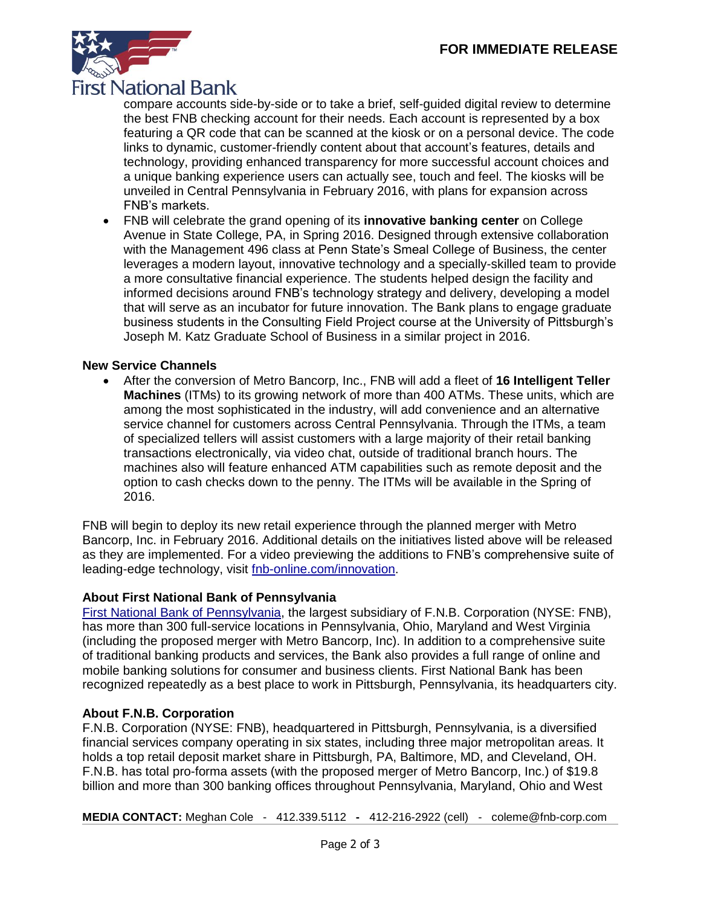compare accounts side-by-side or to take a brief, self-guided digital review to determine the best FNB checking account for their needs. Each account is represented by a box featuring a QR code that can be scanned at the kiosk or on a personal device. The code links to dynamic, customer-friendly content about that account's features, details and technology, providing enhanced transparency for more successful account choices and a unique banking experience users can actually see, touch and feel. The kiosks will be unveiled in Central Pennsylvania in February 2016, with plans for expansion across FNB's markets.

- FNB will celebrate the grand opening of its **innovative banking center** on College Avenue in State College, PA, in Spring 2016. Designed through extensive collaboration with the Management 496 class at Penn State's Smeal College of Business, the center leverages a modern layout, innovative technology and a specially-skilled team to provide a more consultative financial experience. The students helped design the facility and informed decisions around FNB's technology strategy and delivery, developing a model that will serve as an incubator for future innovation. The Bank plans to engage graduate business students in the Consulting Field Project course at the University of Pittsburgh's Joseph M. Katz Graduate School of Business in a similar project in 2016.

**New Service Channels**

- After the conversion of Metro Bancorp, Inc., FNB will add a fleet of **16 Intelligent Teller Machines** (ITMs) to its growing network of more than 400 ATMs. These units, which are among the most sophisticated in the industry, will add convenience and an alternative service channel for customers across Central Pennsylvania. Through the ITMs, a team of specialized tellers will assist customers with a large majority of their retail banking transactions electronically, via video chat, outside of traditional branch hours. The machines also will feature enhanced ATM capabilities such as remote deposit and the option to cash checks down to the penny. The ITMs will be available in the Spring of 2016.

FNB will begin to deploy its new retail experience through the planned merger with Metro Bancorp, Inc. in February 2016. Additional details on the initiatives listed above will be released as they are implemented. For a video previewing the additions to FNB's comprehensive suite of leading-edge technology, visit fnb-online.com/innovation.

**About First National Bank of Pennsylvania**

First National Bank of Pennsylvania, the largest subsidiary of F.N.B. Corporation (NYSE: FNB), has more than 300 full-service locations in Pennsylvania, Ohio, Maryland and West Virginia (including the proposed merger with Metro Bancorp, Inc). In addition to a comprehensive suite of traditional banking products and services, the Bank also provides a full range of online and mobile banking solutions for consumer and business clients. First National Bank has been recognized repeatedly as a best place to work in Pittsburgh, Pennsylvania, its headquarters city.

**About F.N.B. Corporation**

F.N.B. Corporation (NYSE: FNB), headquartered in Pittsburgh, Pennsylvania, is a diversified financial services company operating in six states, including three major metropolitan areas. It holds a top retail deposit market share in Pittsburgh, PA, Baltimore, MD, and Cleveland, OH. F.N.B. has total pro-forma assets (with the proposed merger of Metro Bancorp, Inc.) of $19.8 billion and more than 300 banking offices throughout Pennsylvania, Maryland, Ohio and West

**MEDIA CONTACT:** Meghan Cole - 412.339.5112 - 412-216-2922 (cell) - coleme@fnb-corp.com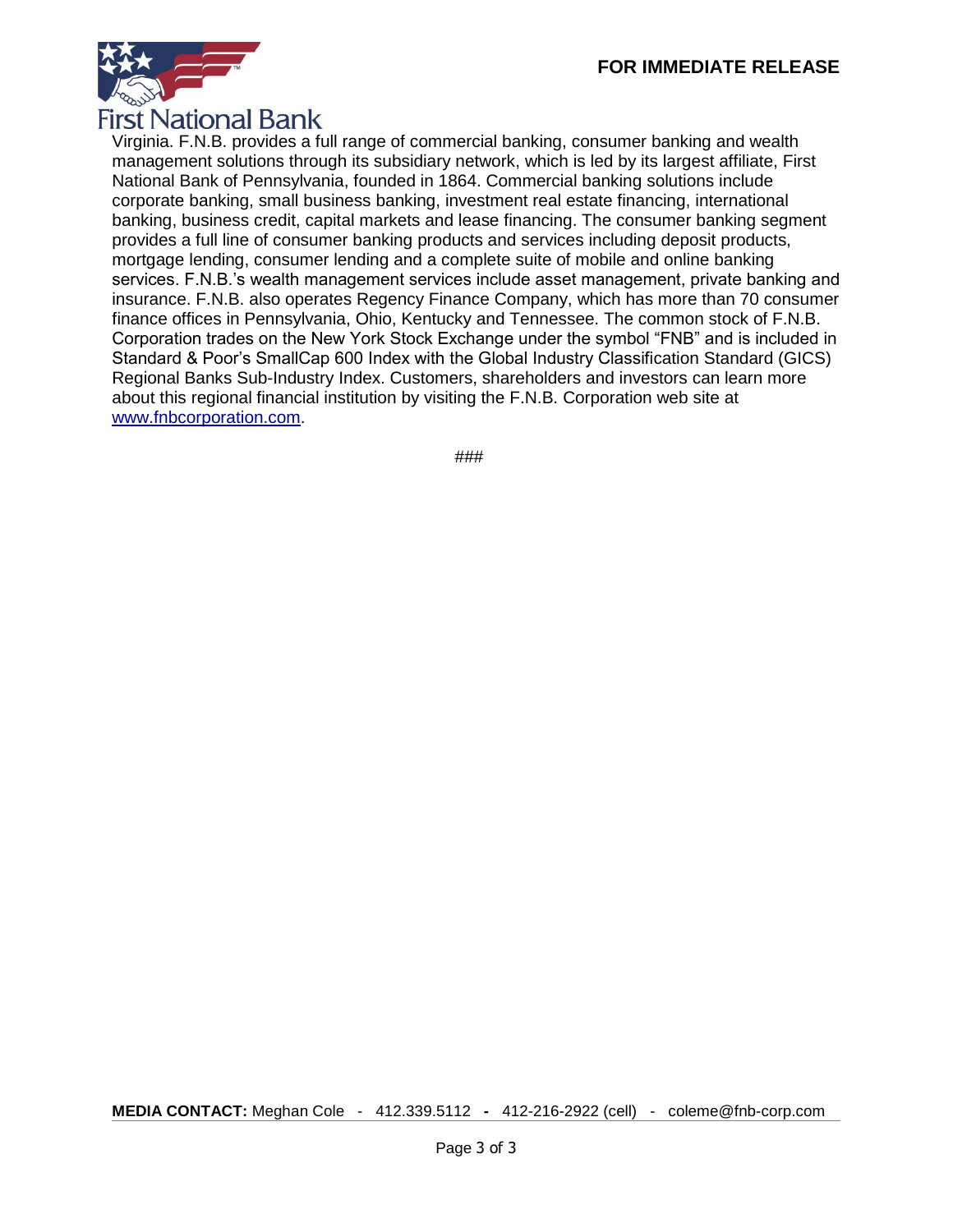Virginia. F.N.B. provides a full range of commercial banking, consumer banking and wealth management solutions through its subsidiary network, which is led by its largest affiliate, First National Bank of Pennsylvania, founded in 1864. Commercial banking solutions include corporate banking, small business banking, investment real estate financing, international banking, business credit, capital markets and lease financing. The consumer banking segment provides a full line of consumer banking products and services including deposit products, mortgage lending, consumer lending and a complete suite of mobile and online banking services. F.N.B.'s wealth management services include asset management, private banking and insurance. F.N.B. also operates Regency Finance Company, which has more than 70 consumer finance offices in Pennsylvania, Ohio, Kentucky and Tennessee. The common stock of F.N.B. Corporation trades on the New York Stock Exchange under the symbol "FNB" and is included in Standard & Poor's SmallCap 600 Index with the Global Industry Classification Standard (GICS) Regional Banks Sub-Industry Index. Customers, shareholders and investors can learn more about this regional financial institution by visiting the F.N.B. Corporation web site at www.fnbcorporation.com.

###

**MEDIA CONTACT:** Meghan Cole - 412.339.5112 - 412-216-2922 (cell) - coleme@fnb-corp.com